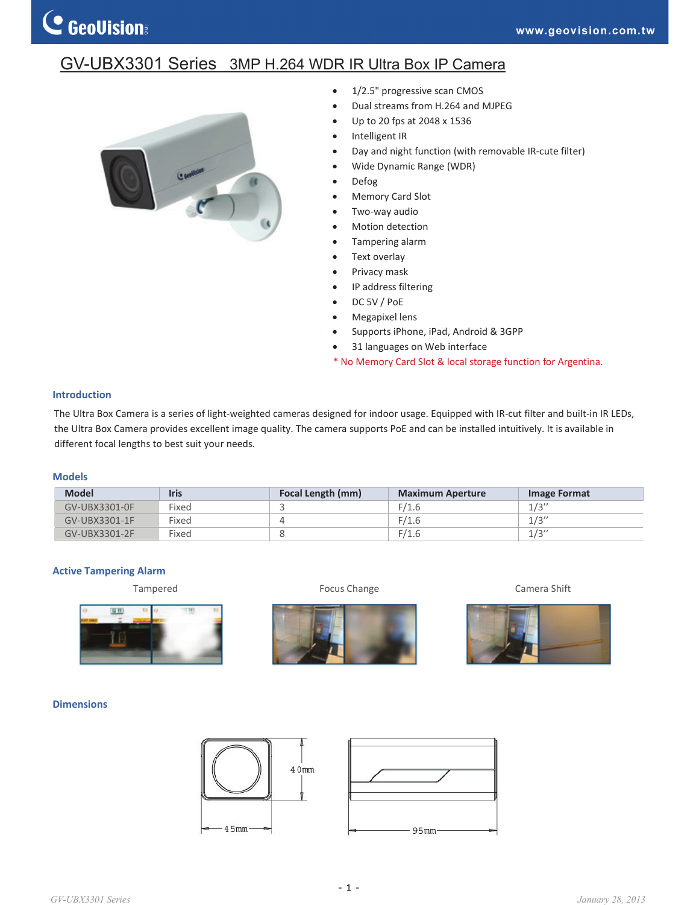# GV-UBX3301 Series 3MP H.264 WDR IR Ultra Box IP Camera

- 1/2.5" progressive scan CMOS
- Dual streams from H.264 and MJPEG
- Up to 20 fps at 2048 x 1536
- Intelligent IR
- Day and night function (with removable IR-cute filter)
- Wide Dynamic Range (WDR)
- Defog
- Memory Card Slot
- Two-way audio
- Motion detection
- Tampering alarm
- Text overlay
- Privacy mask
- IP address filtering
- DC 5V / PoE
- Megapixel lens
- Supports iPhone, iPad, Android & 3GPP
- 31 languages on Web interface

\* No Memory Card Slot & local storage function for Argentina.

## Introduction

The Ultra Box Camera is a series of light-weighted cameras designed for indoor usage. Equipped with IR-cut filter and built-in IR LEDs, the Ultra Box Camera provides excellent image quality. The camera supports PoE and can be installed intuitively. It is available in different focal lengths to best suit your needs.

## Models

| Model | Iris | Focal Length (mm) | Maximum Aperture | Image Format |
|---|---|---|---|---|
| GV-UBX3301-0F | Fixed | 3 | F/1.6 | 1/3'' |
| GV-UBX3301-1F | Fixed | 4 | F/1.6 | 1/3'' |
| GV-UBX3301-2F | Fixed | 8 | F/1.6 | 1/3'' |

## Active Tampering Alarm

Tampered

Focus Change

Camera Shift

## Dimensions

40mm

45mm

95mm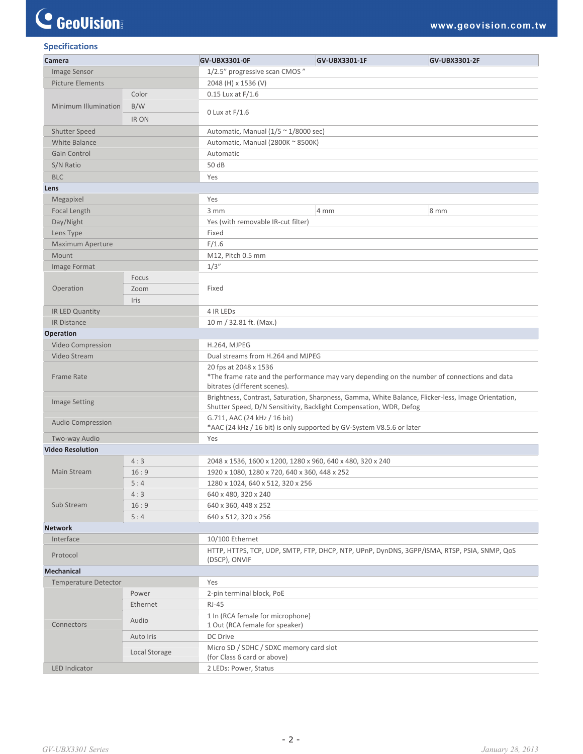## Specifications

| Camera | | GV-UBX3301-0F | GV-UBX3301-1F | GV-UBX3301-2F |
|---|---|---|---|---|
| Image Sensor | | 1/2.5" progressive scan CMOS " | | |
| Picture Elements | | 2048 (H) x 1536 (V) | | |
| Minimum Illumination | Color | 0.15 Lux at F/1.6 | | |
| | B/W | 0 Lux at F/1.6 | | |
| | IR ON | | | |
| Shutter Speed | | Automatic, Manual (1/5 ~ 1/8000 sec) | | |
| White Balance | | Automatic, Manual (2800K ~ 8500K) | | |
| Gain Control | | Automatic | | |
| S/N Ratio | | 50 dB | | |
| BLC | | Yes | | |
| **Lens** | | | | |
| Megapixel | | Yes | | |
| Focal Length | | 3 mm | 4 mm | 8 mm |
| Day/Night | | Yes (with removable IR-cut filter) | | |
| Lens Type | | Fixed | | |
| Maximum Aperture | | F/1.6 | | |
| Mount | | M12, Pitch 0.5 mm | | |
| Image Format | | 1/3" | | |
| Operation | Focus | Fixed | | |
| | Zoom | | | |
| | Iris | | | |
| IR LED Quantity | | 4 IR LEDs | | |
| IR Distance | | 10 m / 32.81 ft. (Max.) | | |
| **Operation** | | | | |
| Video Compression | | H.264, MJPEG | | |
| Video Stream | | Dual streams from H.264 and MJPEG | | |
| Frame Rate | | 20 fps at 2048 x 1536<br>*The frame rate and the performance may vary depending on the number of connections and data bitrates (different scenes). | | |
| Image Setting | | Brightness, Contrast, Saturation, Sharpness, Gamma, White Balance, Flicker-less, Image Orientation, Shutter Speed, D/N Sensitivity, Backlight Compensation, WDR, Defog | | |
| Audio Compression | | G.711, AAC (24 kHz / 16 bit)<br>*AAC (24 kHz / 16 bit) is only supported by GV-System V8.5.6 or later | | |
| Two-way Audio | | Yes | | |
| **Video Resolution** | | | | |
| Main Stream | 4 : 3 | 2048 x 1536, 1600 x 1200, 1280 x 960, 640 x 480, 320 x 240 | | |
| | 16 : 9 | 1920 x 1080, 1280 x 720, 640 x 360, 448 x 252 | | |
| | 5 : 4 | 1280 x 1024, 640 x 512, 320 x 256 | | |
| Sub Stream | 4 : 3 | 640 x 480, 320 x 240 | | |
| | 16 : 9 | 640 x 360, 448 x 252 | | |
| | 5 : 4 | 640 x 512, 320 x 256 | | |
| **Network** | | | | |
| Interface | | 10/100 Ethernet | | |
| Protocol | | HTTP, HTTPS, TCP, UDP, SMTP, FTP, DHCP, NTP, UPnP, DynDNS, 3GPP/ISMA, RTSP, PSIA, SNMP, QoS (DSCP), ONVIF | | |
| **Mechanical** | | | | |
| Temperature Detector | | Yes | | |
| Connectors | Power | 2-pin terminal block, PoE | | |
| | Ethernet | RJ-45 | | |
| | Audio | 1 In (RCA female for microphone)<br>1 Out (RCA female for speaker) | | |
| | Auto Iris | DC Drive | | |
| | Local Storage | Micro SD / SDHC / SDXC memory card slot<br>(for Class 6 card or above) | | |
| LED Indicator | | 2 LEDs: Power, Status | | |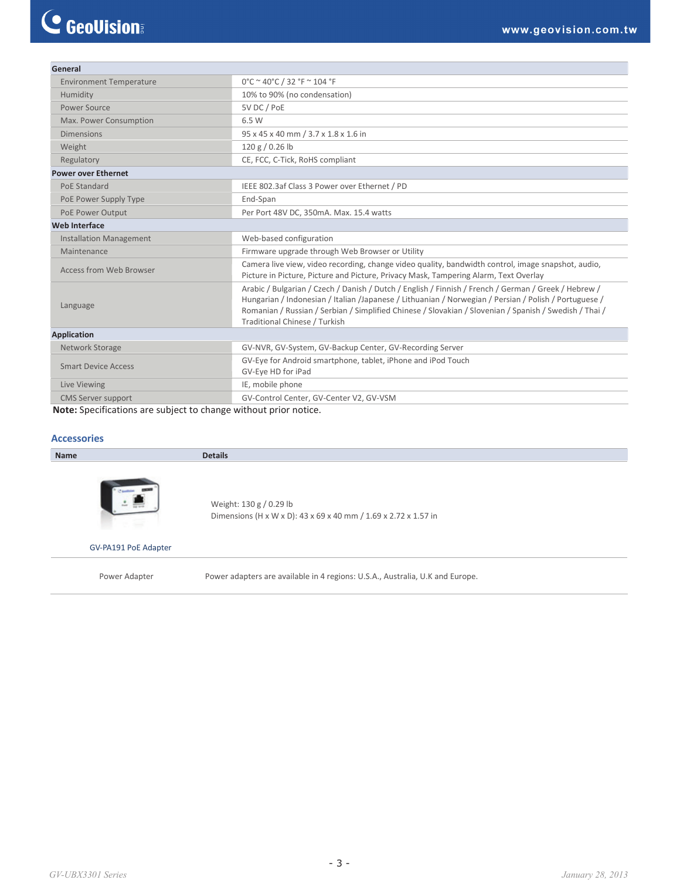| | |
|---|---|
| **General** | |
| Environment Temperature | 0°C ~ 40°C / 32 °F ~ 104 °F |
| Humidity | 10% to 90% (no condensation) |
| Power Source | 5V DC / PoE |
| Max. Power Consumption | 6.5 W |
| Dimensions | 95 x 45 x 40 mm / 3.7 x 1.8 x 1.6 in |
| Weight | 120 g / 0.26 lb |
| Regulatory | CE, FCC, C-Tick, RoHS compliant |
| **Power over Ethernet** | |
| PoE Standard | IEEE 802.3af Class 3 Power over Ethernet / PD |
| PoE Power Supply Type | End-Span |
| PoE Power Output | Per Port 48V DC, 350mA. Max. 15.4 watts |
| **Web Interface** | |
| Installation Management | Web-based configuration |
| Maintenance | Firmware upgrade through Web Browser or Utility |
| Access from Web Browser | Camera live view, video recording, change video quality, bandwidth control, image snapshot, audio, Picture in Picture, Picture and Picture, Privacy Mask, Tampering Alarm, Text Overlay |
| Language | Arabic / Bulgarian / Czech / Danish / Dutch / English / Finnish / French / German / Greek / Hebrew / Hungarian / Indonesian / Italian /Japanese / Lithuanian / Norwegian / Persian / Polish / Portuguese / Romanian / Russian / Serbian / Simplified Chinese / Slovakian / Slovenian / Spanish / Swedish / Thai / Traditional Chinese / Turkish |
| **Application** | |
| Network Storage | GV-NVR, GV-System, GV-Backup Center, GV-Recording Server |
| Smart Device Access | GV-Eye for Android smartphone, tablet, iPhone and iPod Touch<br>GV-Eye HD for iPad |
| Live Viewing | IE, mobile phone |
| CMS Server support | GV-Control Center, GV-Center V2, GV-VSM |

**Note:** Specifications are subject to change without prior notice.

## Accessories

| Name | Details |
|---|---|
| GV-PA191 PoE Adapter | Weight: 130 g / 0.29 lb<br>Dimensions (H x W x D): 43 x 69 x 40 mm / 1.69 x 2.72 x 1.57 in |
| Power Adapter | Power adapters are available in 4 regions: U.S.A., Australia, U.K and Europe. |